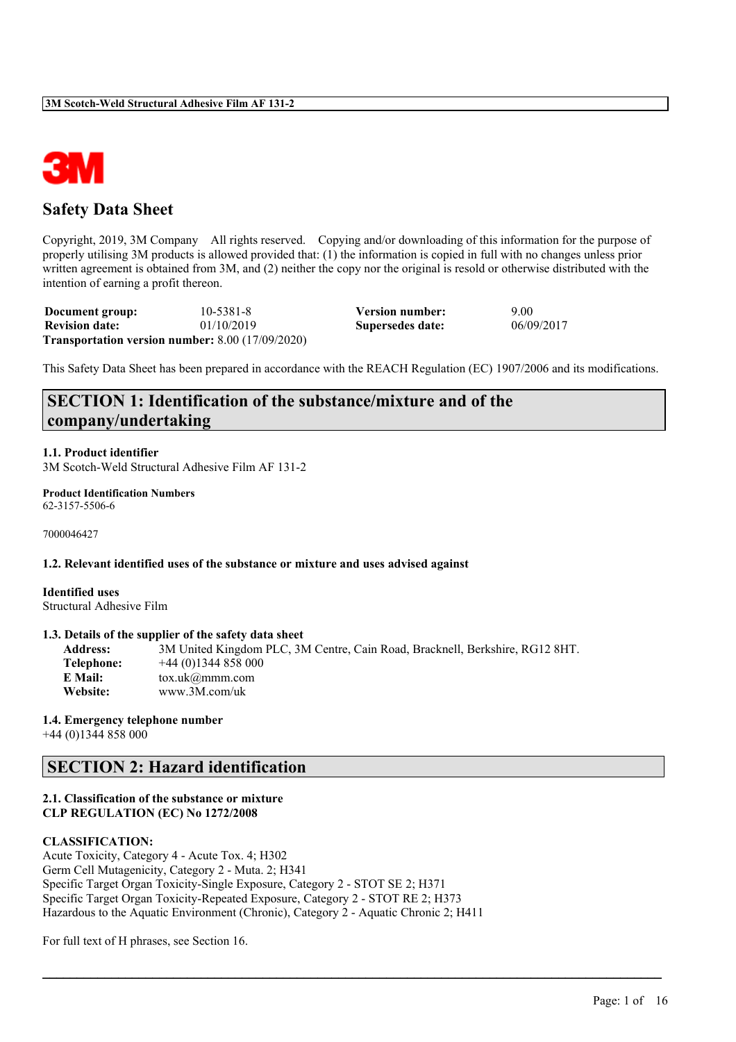# Safety Data Sheet

Copyright, 2019, 3M Company All rights reserved. Copying and/or downloading of this information for the purpose of properly utilising 3M products is allowed provided that: (1) the information is copied in full with no changes unless prior written agreement is obtained from 3M, and (2) neither the copy nor the original is resold or otherwise distributed with the intention of earning a profit thereon.

| | | | |
|---|---|---|---|
| **Document group:** | 10-5381-8 | **Version number:** | 9.00 |
| **Revision date:** | 01/10/2019 | **Supersedes date:** | 06/09/2017 |

**Transportation version number:** 8.00 (17/09/2020)

This Safety Data Sheet has been prepared in accordance with the REACH Regulation (EC) 1907/2006 and its modifications.

## SECTION 1: Identification of the substance/mixture and of the company/undertaking

### 1.1. Product identifier

3M Scotch-Weld Structural Adhesive Film AF 131-2

**Product Identification Numbers**

62-3157-5506-6

7000046427

### 1.2. Relevant identified uses of the substance or mixture and uses advised against

**Identified uses**

Structural Adhesive Film

### 1.3. Details of the supplier of the safety data sheet

**Address:** 3M United Kingdom PLC, 3M Centre, Cain Road, Bracknell, Berkshire, RG12 8HT.
**Telephone:** +44 (0)1344 858 000
**E Mail:** tox.uk@mmm.com
**Website:** www.3M.com/uk

### 1.4. Emergency telephone number

+44 (0)1344 858 000

## SECTION 2: Hazard identification

### 2.1. Classification of the substance or mixture

**CLP REGULATION (EC) No 1272/2008**

**CLASSIFICATION:**

Acute Toxicity, Category 4 - Acute Tox. 4; H302
Germ Cell Mutagenicity, Category 2 - Muta. 2; H341
Specific Target Organ Toxicity-Single Exposure, Category 2 - STOT SE 2; H371
Specific Target Organ Toxicity-Repeated Exposure, Category 2 - STOT RE 2; H373
Hazardous to the Aquatic Environment (Chronic), Category 2 - Aquatic Chronic 2; H411

For full text of H phrases, see Section 16.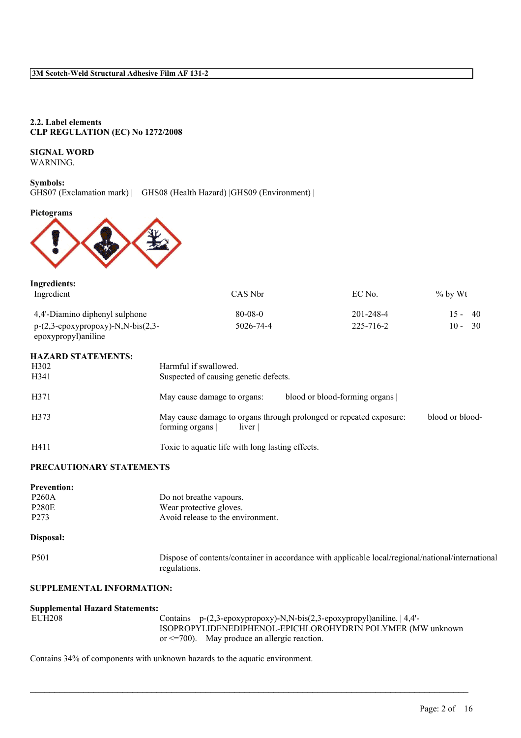## 2.2. Label elements

**CLP REGULATION (EC) No 1272/2008**

**SIGNAL WORD**

WARNING.

**Symbols:**

GHS07 (Exclamation mark) | GHS08 (Health Hazard) |GHS09 (Environment) |

**Pictograms**

**Ingredients:**

| Ingredient | CAS Nbr | EC No. | % by Wt |
|---|---|---|---|
| 4,4'-Diamino diphenyl sulphone | 80-08-0 | 201-248-4 | 15 - 40 |
| p-(2,3-epoxypropoxy)-N,N-bis(2,3-epoxypropyl)aniline | 5026-74-4 | 225-716-2 | 10 - 30 |

**HAZARD STATEMENTS:**

| | |
|---|---|
| H302 | Harmful if swallowed. |
| H341 | Suspected of causing genetic defects. |
| H371 | May cause damage to organs: blood or blood-forming organs \| |
| H373 | May cause damage to organs through prolonged or repeated exposure: blood or blood-forming organs \| liver \| |
| H411 | Toxic to aquatic life with long lasting effects. |

**PRECAUTIONARY STATEMENTS**

**Prevention:**

| | |
|---|---|
| P260A | Do not breathe vapours. |
| P280E | Wear protective gloves. |
| P273 | Avoid release to the environment. |

**Disposal:**

| | |
|---|---|
| P501 | Dispose of contents/container in accordance with applicable local/regional/national/international regulations. |

**SUPPLEMENTAL INFORMATION:**

**Supplemental Hazard Statements:**

| | |
|---|---|
| EUH208 | Contains p-(2,3-epoxypropoxy)-N,N-bis(2,3-epoxypropyl)aniline. \| 4,4'-ISOPROPYLIDENEDIPHENOL-EPICHLOROHYDRIN POLYMER (MW unknown or <=700). May produce an allergic reaction. |

Contains 34% of components with unknown hazards to the aquatic environment.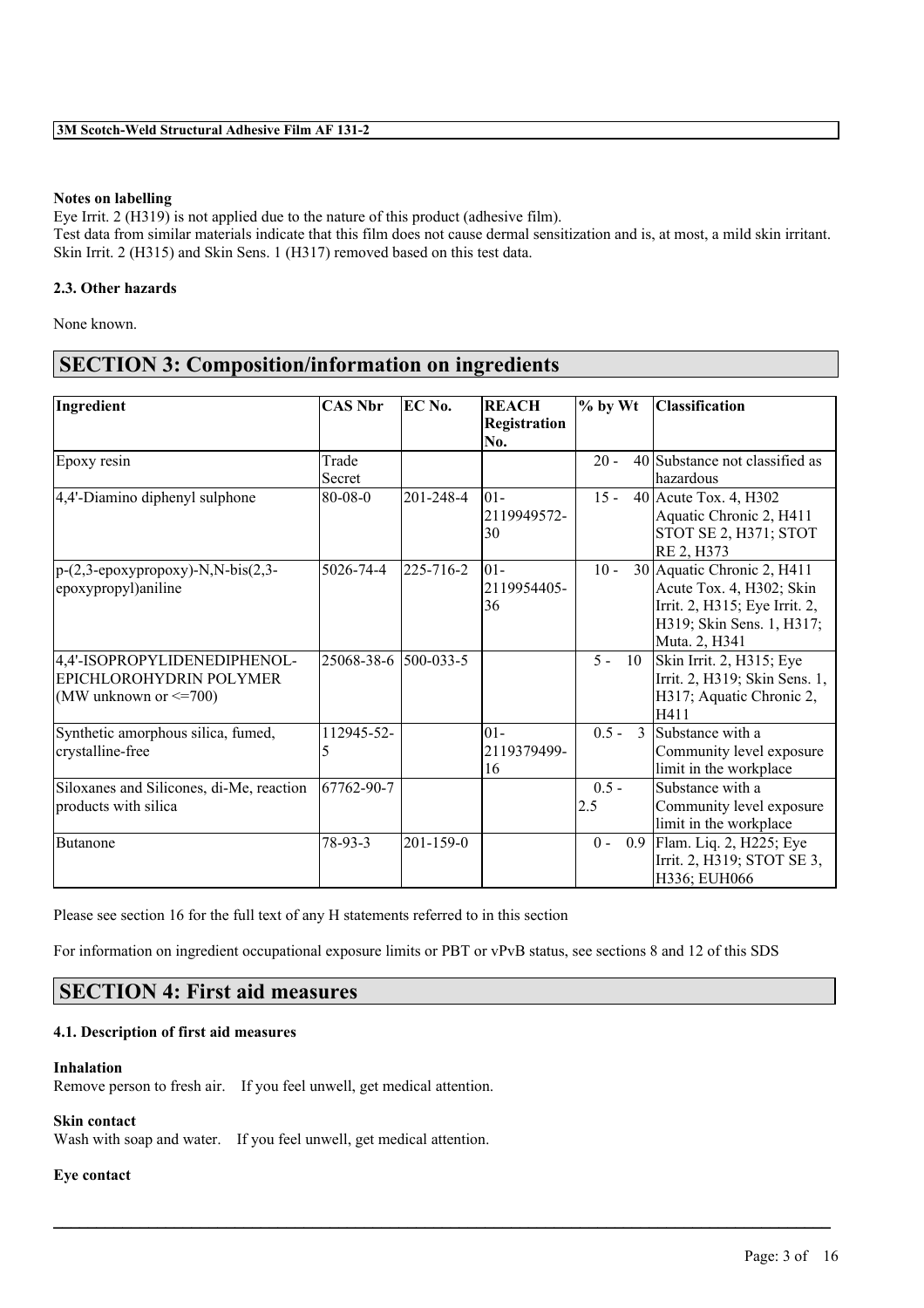**Notes on labelling**

Eye Irrit. 2 (H319) is not applied due to the nature of this product (adhesive film).
Test data from similar materials indicate that this film does not cause dermal sensitization and is, at most, a mild skin irritant. Skin Irrit. 2 (H315) and Skin Sens. 1 (H317) removed based on this test data.

**2.3. Other hazards**

None known.

# SECTION 3: Composition/information on ingredients

| Ingredient | CAS Nbr | EC No. | REACH Registration No. | % by Wt | Classification |
|---|---|---|---|---|---|
| Epoxy resin | Trade Secret | | | 20 - 40 | Substance not classified as hazardous |
| 4,4'-Diamino diphenyl sulphone | 80-08-0 | 201-248-4 | 01-2119949572-30 | 15 - 40 | Acute Tox. 4, H302 Aquatic Chronic 2, H411 STOT SE 2, H371; STOT RE 2, H373 |
| p-(2,3-epoxypropoxy)-N,N-bis(2,3-epoxypropyl)aniline | 5026-74-4 | 225-716-2 | 01-2119954405-36 | 10 - 30 | Aquatic Chronic 2, H411 Acute Tox. 4, H302; Skin Irrit. 2, H315; Eye Irrit. 2, H319; Skin Sens. 1, H317; Muta. 2, H341 |
| 4,4'-ISOPROPYLIDENEDIPHENOL-EPICHLOROHYDRIN POLYMER (MW unknown or <=700) | 25068-38-6 | 500-033-5 | | 5 - 10 | Skin Irrit. 2, H315; Eye Irrit. 2, H319; Skin Sens. 1, H317; Aquatic Chronic 2, H411 |
| Synthetic amorphous silica, fumed, crystalline-free | 112945-52-5 | | 01-2119379499-16 | 0.5 - 3 | Substance with a Community level exposure limit in the workplace |
| Siloxanes and Silicones, di-Me, reaction products with silica | 67762-90-7 | | | 0.5 - 2.5 | Substance with a Community level exposure limit in the workplace |
| Butanone | 78-93-3 | 201-159-0 | | 0 - 0.9 | Flam. Liq. 2, H225; Eye Irrit. 2, H319; STOT SE 3, H336; EUH066 |

Please see section 16 for the full text of any H statements referred to in this section

For information on ingredient occupational exposure limits or PBT or vPvB status, see sections 8 and 12 of this SDS

# SECTION 4: First aid measures

**4.1. Description of first aid measures**

**Inhalation**

Remove person to fresh air. If you feel unwell, get medical attention.

**Skin contact**

Wash with soap and water. If you feel unwell, get medical attention.

**Eye contact**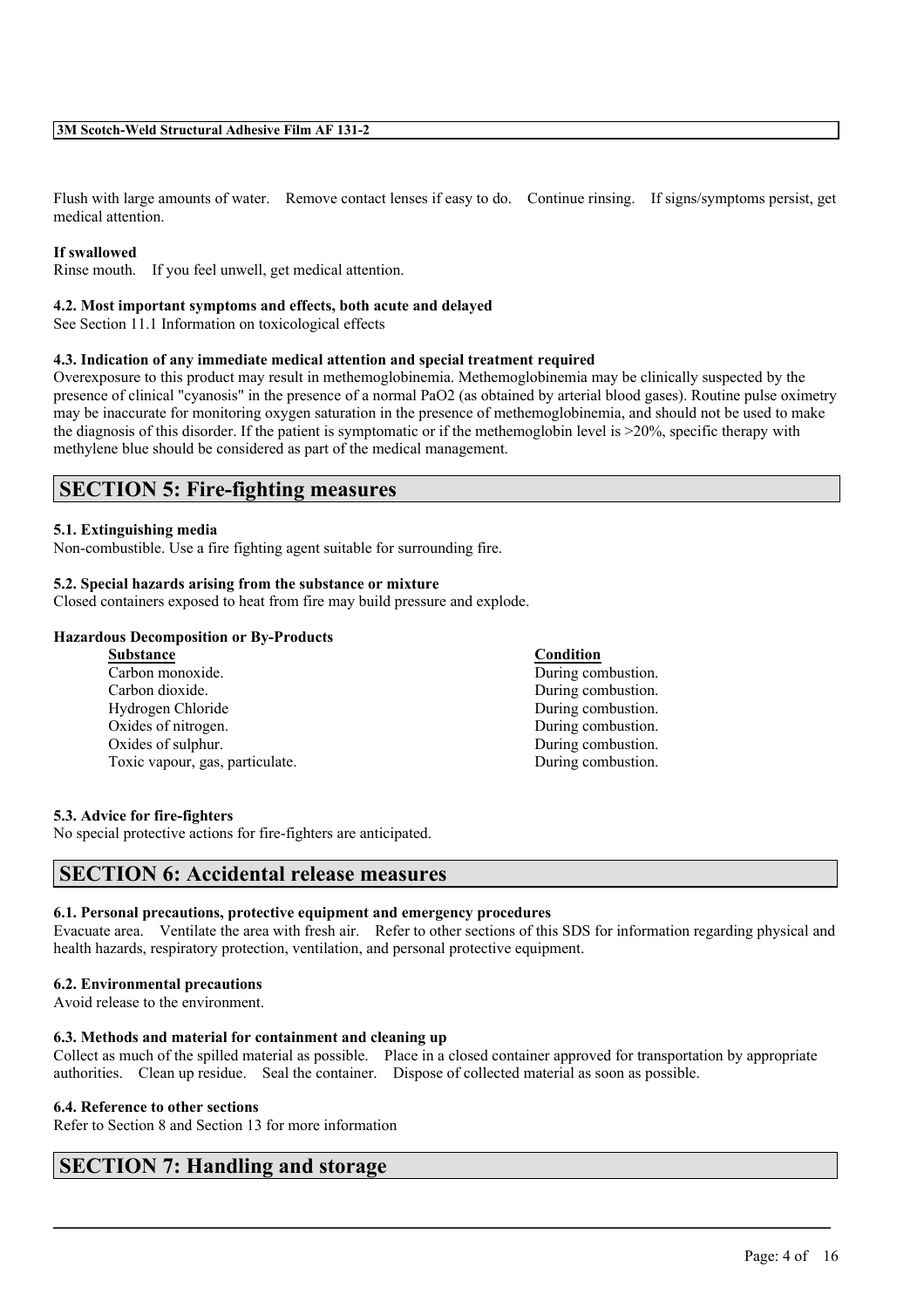Flush with large amounts of water. Remove contact lenses if easy to do. Continue rinsing. If signs/symptoms persist, get medical attention.

**If swallowed**

Rinse mouth. If you feel unwell, get medical attention.

### 4.2. Most important symptoms and effects, both acute and delayed

See Section 11.1 Information on toxicological effects

### 4.3. Indication of any immediate medical attention and special treatment required

Overexposure to this product may result in methemoglobinemia. Methemoglobinemia may be clinically suspected by the presence of clinical "cyanosis" in the presence of a normal PaO2 (as obtained by arterial blood gases). Routine pulse oximetry may be inaccurate for monitoring oxygen saturation in the presence of methemoglobinemia, and should not be used to make the diagnosis of this disorder. If the patient is symptomatic or if the methemoglobin level is >20%, specific therapy with methylene blue should be considered as part of the medical management.

## SECTION 5: Fire-fighting measures

### 5.1. Extinguishing media

Non-combustible. Use a fire fighting agent suitable for surrounding fire.

### 5.2. Special hazards arising from the substance or mixture

Closed containers exposed to heat from fire may build pressure and explode.

**Hazardous Decomposition or By-Products**

| Substance | Condition |
|---|---|
| Carbon monoxide. | During combustion. |
| Carbon dioxide. | During combustion. |
| Hydrogen Chloride | During combustion. |
| Oxides of nitrogen. | During combustion. |
| Oxides of sulphur. | During combustion. |
| Toxic vapour, gas, particulate. | During combustion. |

### 5.3. Advice for fire-fighters

No special protective actions for fire-fighters are anticipated.

## SECTION 6: Accidental release measures

### 6.1. Personal precautions, protective equipment and emergency procedures

Evacuate area. Ventilate the area with fresh air. Refer to other sections of this SDS for information regarding physical and health hazards, respiratory protection, ventilation, and personal protective equipment.

### 6.2. Environmental precautions

Avoid release to the environment.

### 6.3. Methods and material for containment and cleaning up

Collect as much of the spilled material as possible. Place in a closed container approved for transportation by appropriate authorities. Clean up residue. Seal the container. Dispose of collected material as soon as possible.

### 6.4. Reference to other sections

Refer to Section 8 and Section 13 for more information

## SECTION 7: Handling and storage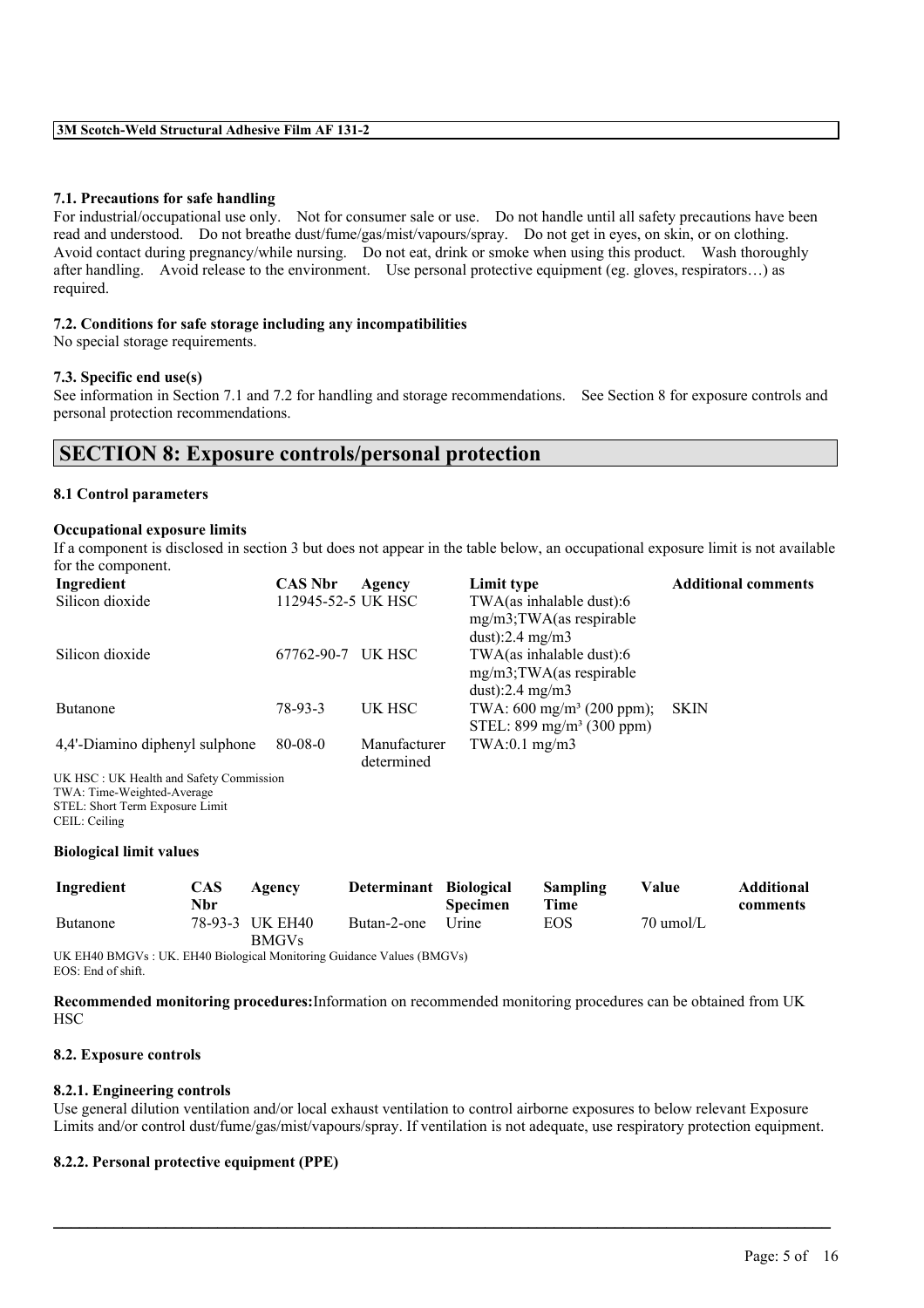#### 7.1. Precautions for safe handling

For industrial/occupational use only. Not for consumer sale or use. Do not handle until all safety precautions have been read and understood. Do not breathe dust/fume/gas/mist/vapours/spray. Do not get in eyes, on skin, or on clothing. Avoid contact during pregnancy/while nursing. Do not eat, drink or smoke when using this product. Wash thoroughly after handling. Avoid release to the environment. Use personal protective equipment (eg. gloves, respirators…) as required.

#### 7.2. Conditions for safe storage including any incompatibilities

No special storage requirements.

#### 7.3. Specific end use(s)

See information in Section 7.1 and 7.2 for handling and storage recommendations. See Section 8 for exposure controls and personal protection recommendations.

## SECTION 8: Exposure controls/personal protection

#### 8.1 Control parameters

**Occupational exposure limits**

If a component is disclosed in section 3 but does not appear in the table below, an occupational exposure limit is not available for the component.

| Ingredient | CAS Nbr | Agency | Limit type | Additional comments |
|---|---|---|---|---|
| Silicon dioxide | 112945-52-5 | UK HSC | TWA(as inhalable dust):6 mg/m3;TWA(as respirable dust):2.4 mg/m3 | |
| Silicon dioxide | 67762-90-7 | UK HSC | TWA(as inhalable dust):6 mg/m3;TWA(as respirable dust):2.4 mg/m3 | |
| Butanone | 78-93-3 | UK HSC | TWA: 600 mg/m³ (200 ppm); STEL: 899 mg/m³ (300 ppm) | SKIN |
| 4,4'-Diamino diphenyl sulphone | 80-08-0 | Manufacturer determined | TWA:0.1 mg/m3 | |

UK HSC : UK Health and Safety Commission
TWA: Time-Weighted-Average
STEL: Short Term Exposure Limit
CEIL: Ceiling

**Biological limit values**

| Ingredient | CAS Nbr | Agency | Determinant | Biological Specimen | Sampling Time | Value | Additional comments |
|---|---|---|---|---|---|---|---|
| Butanone | 78-93-3 | UK EH40 BMGVs | Butan-2-one | Urine | EOS | 70 umol/L | |

UK EH40 BMGVs : UK. EH40 Biological Monitoring Guidance Values (BMGVs)
EOS: End of shift.

**Recommended monitoring procedures:**Information on recommended monitoring procedures can be obtained from UK HSC

#### 8.2. Exposure controls

#### 8.2.1. Engineering controls

Use general dilution ventilation and/or local exhaust ventilation to control airborne exposures to below relevant Exposure Limits and/or control dust/fume/gas/mist/vapours/spray. If ventilation is not adequate, use respiratory protection equipment.

#### 8.2.2. Personal protective equipment (PPE)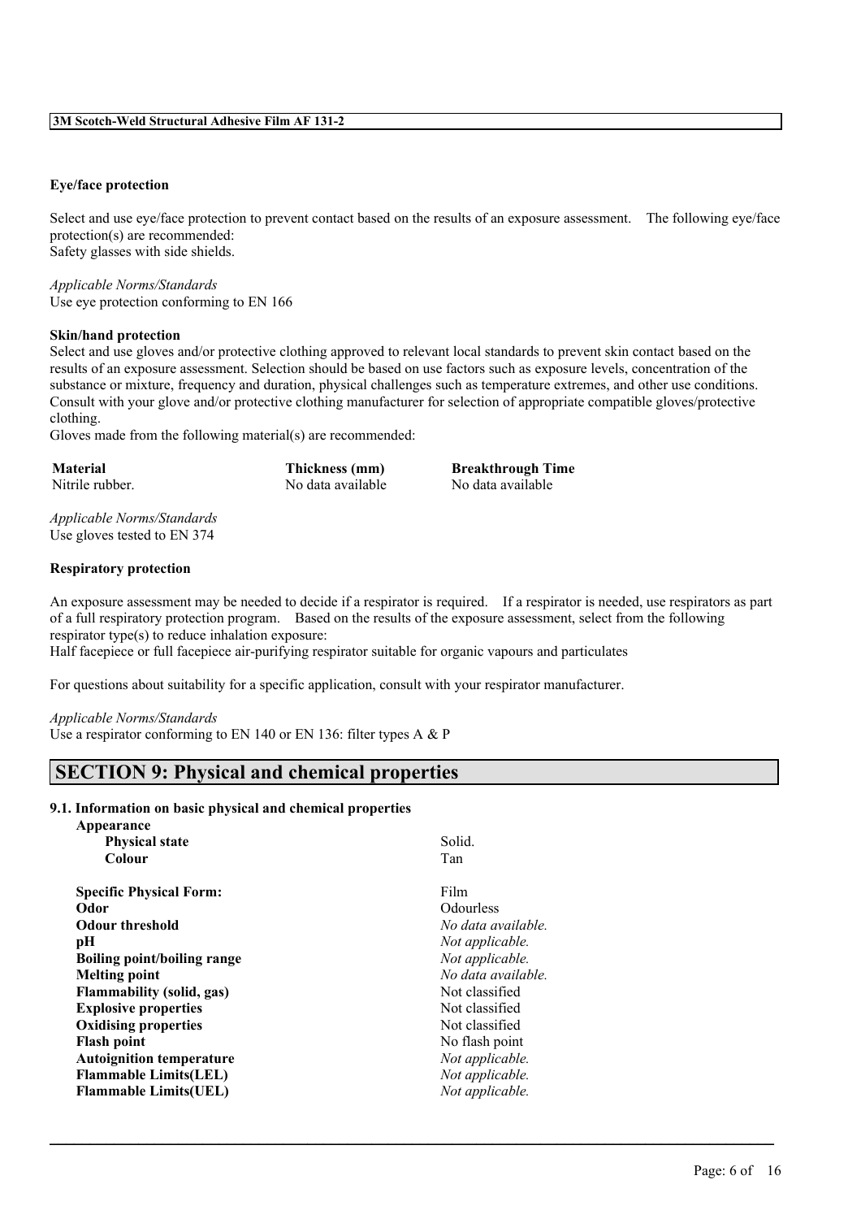**Eye/face protection**

Select and use eye/face protection to prevent contact based on the results of an exposure assessment. The following eye/face protection(s) are recommended:
Safety glasses with side shields.

*Applicable Norms/Standards*
Use eye protection conforming to EN 166

**Skin/hand protection**

Select and use gloves and/or protective clothing approved to relevant local standards to prevent skin contact based on the results of an exposure assessment. Selection should be based on use factors such as exposure levels, concentration of the substance or mixture, frequency and duration, physical challenges such as temperature extremes, and other use conditions. Consult with your glove and/or protective clothing manufacturer for selection of appropriate compatible gloves/protective clothing.
Gloves made from the following material(s) are recommended:

| Material | Thickness (mm) | Breakthrough Time |
|---|---|---|
| Nitrile rubber. | No data available | No data available |

*Applicable Norms/Standards*
Use gloves tested to EN 374

**Respiratory protection**

An exposure assessment may be needed to decide if a respirator is required. If a respirator is needed, use respirators as part of a full respiratory protection program. Based on the results of the exposure assessment, select from the following respirator type(s) to reduce inhalation exposure:
Half facepiece or full facepiece air-purifying respirator suitable for organic vapours and particulates

For questions about suitability for a specific application, consult with your respirator manufacturer.

*Applicable Norms/Standards*
Use a respirator conforming to EN 140 or EN 136: filter types A & P

## SECTION 9: Physical and chemical properties

### 9.1. Information on basic physical and chemical properties

| | |
|---|---|
| **Appearance** | |
| **Physical state** | Solid. |
| **Colour** | Tan |
| **Specific Physical Form:** | Film |
| **Odor** | Odourless |
| **Odour threshold** | *No data available.* |
| **pH** | *Not applicable.* |
| **Boiling point/boiling range** | *Not applicable.* |
| **Melting point** | *No data available.* |
| **Flammability (solid, gas)** | Not classified |
| **Explosive properties** | Not classified |
| **Oxidising properties** | Not classified |
| **Flash point** | No flash point |
| **Autoignition temperature** | *Not applicable.* |
| **Flammable Limits(LEL)** | *Not applicable.* |
| **Flammable Limits(UEL)** | *Not applicable.* |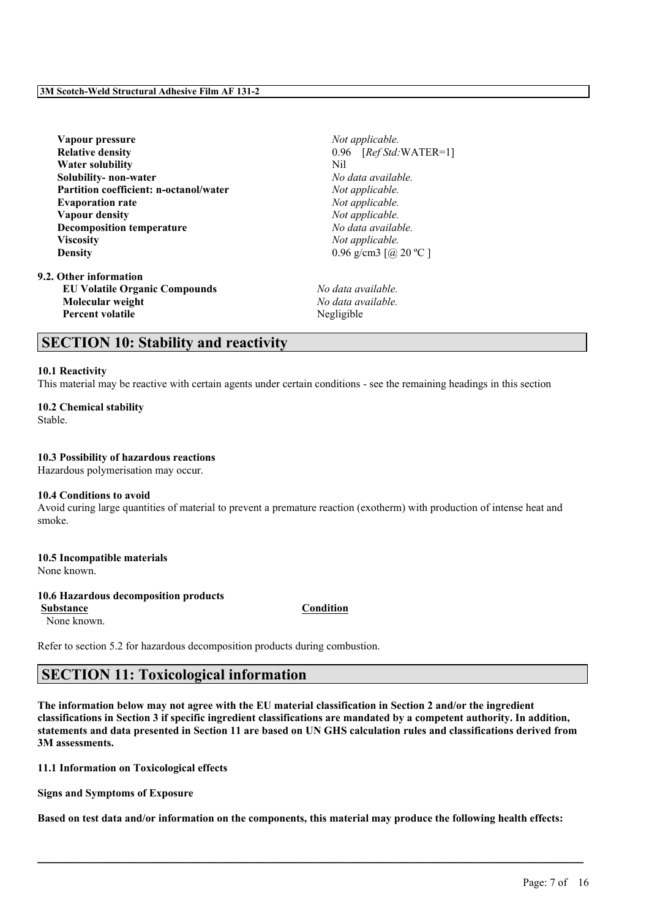| | |
|---|---|
| **Vapour pressure** | *Not applicable.* |
| **Relative density** | 0.96 [*Ref Std:*WATER=1] |
| **Water solubility** | Nil |
| **Solubility- non-water** | *No data available.* |
| **Partition coefficient: n-octanol/water** | *Not applicable.* |
| **Evaporation rate** | *Not applicable.* |
| **Vapour density** | *Not applicable.* |
| **Decomposition temperature** | *No data available.* |
| **Viscosity** | *Not applicable.* |
| **Density** | 0.96 g/cm3 [@ 20 ºC ] |

**9.2. Other information**

| | |
|---|---|
| **EU Volatile Organic Compounds** | *No data available.* |
| **Molecular weight** | *No data available.* |
| **Percent volatile** | Negligible |

## SECTION 10: Stability and reactivity

**10.1 Reactivity**

This material may be reactive with certain agents under certain conditions - see the remaining headings in this section

**10.2 Chemical stability**

Stable.

**10.3 Possibility of hazardous reactions**

Hazardous polymerisation may occur.

**10.4 Conditions to avoid**

Avoid curing large quantities of material to prevent a premature reaction (exotherm) with production of intense heat and smoke.

**10.5 Incompatible materials**

None known.

**10.6 Hazardous decomposition products**

| Substance | Condition |
|---|---|
| None known. | |

Refer to section 5.2 for hazardous decomposition products during combustion.

## SECTION 11: Toxicological information

**The information below may not agree with the EU material classification in Section 2 and/or the ingredient classifications in Section 3 if specific ingredient classifications are mandated by a competent authority. In addition, statements and data presented in Section 11 are based on UN GHS calculation rules and classifications derived from 3M assessments.**

**11.1 Information on Toxicological effects**

**Signs and Symptoms of Exposure**

**Based on test data and/or information on the components, this material may produce the following health effects:**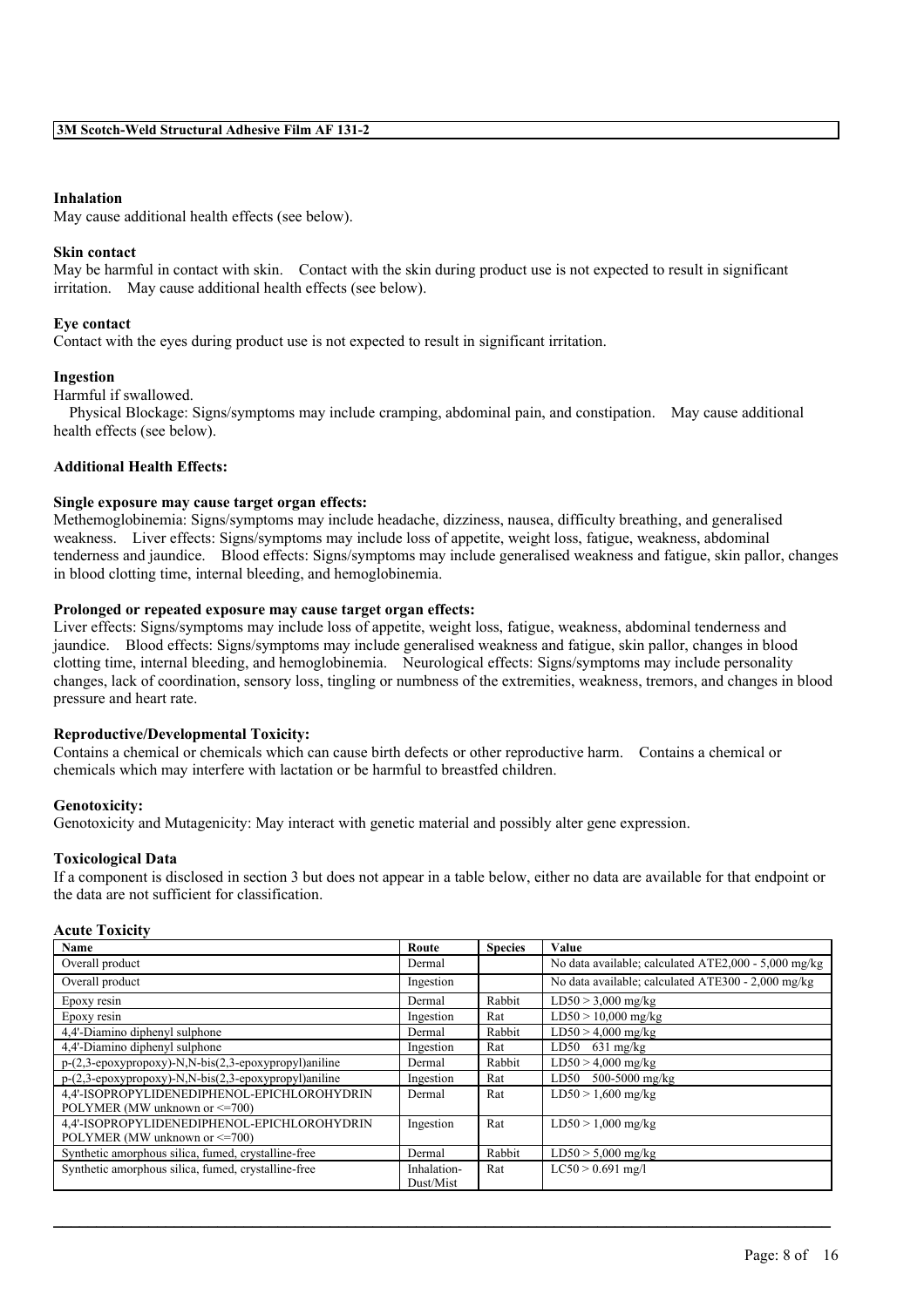#### Inhalation
May cause additional health effects (see below).

#### Skin contact
May be harmful in contact with skin. Contact with the skin during product use is not expected to result in significant irritation. May cause additional health effects (see below).

#### Eye contact
Contact with the eyes during product use is not expected to result in significant irritation.

#### Ingestion
Harmful if swallowed.
Physical Blockage: Signs/symptoms may include cramping, abdominal pain, and constipation. May cause additional health effects (see below).

#### Additional Health Effects:

#### Single exposure may cause target organ effects:
Methemoglobinemia: Signs/symptoms may include headache, dizziness, nausea, difficulty breathing, and generalised weakness. Liver effects: Signs/symptoms may include loss of appetite, weight loss, fatigue, weakness, abdominal tenderness and jaundice. Blood effects: Signs/symptoms may include generalised weakness and fatigue, skin pallor, changes in blood clotting time, internal bleeding, and hemoglobinemia.

#### Prolonged or repeated exposure may cause target organ effects:
Liver effects: Signs/symptoms may include loss of appetite, weight loss, fatigue, weakness, abdominal tenderness and jaundice. Blood effects: Signs/symptoms may include generalised weakness and fatigue, skin pallor, changes in blood clotting time, internal bleeding, and hemoglobinemia. Neurological effects: Signs/symptoms may include personality changes, lack of coordination, sensory loss, tingling or numbness of the extremities, weakness, tremors, and changes in blood pressure and heart rate.

#### Reproductive/Developmental Toxicity:
Contains a chemical or chemicals which can cause birth defects or other reproductive harm. Contains a chemical or chemicals which may interfere with lactation or be harmful to breastfed children.

#### Genotoxicity:
Genotoxicity and Mutagenicity: May interact with genetic material and possibly alter gene expression.

#### Toxicological Data
If a component is disclosed in section 3 but does not appear in a table below, either no data are available for that endpoint or the data are not sufficient for classification.

#### Acute Toxicity

| Name | Route | Species | Value |
|---|---|---|---|
| Overall product | Dermal | | No data available; calculated ATE2,000 - 5,000 mg/kg |
| Overall product | Ingestion | | No data available; calculated ATE300 - 2,000 mg/kg |
| Epoxy resin | Dermal | Rabbit | LD50 > 3,000 mg/kg |
| Epoxy resin | Ingestion | Rat | LD50 > 10,000 mg/kg |
| 4,4'-Diamino diphenyl sulphone | Dermal | Rabbit | LD50 > 4,000 mg/kg |
| 4,4'-Diamino diphenyl sulphone | Ingestion | Rat | LD50 631 mg/kg |
| p-(2,3-epoxypropoxy)-N,N-bis(2,3-epoxypropyl)aniline | Dermal | Rabbit | LD50 > 4,000 mg/kg |
| p-(2,3-epoxypropoxy)-N,N-bis(2,3-epoxypropyl)aniline | Ingestion | Rat | LD50 500-5000 mg/kg |
| 4,4'-ISOPROPYLIDENEDIPHENOL-EPICHLOROHYDRIN POLYMER (MW unknown or <=700) | Dermal | Rat | LD50 > 1,600 mg/kg |
| 4,4'-ISOPROPYLIDENEDIPHENOL-EPICHLOROHYDRIN POLYMER (MW unknown or <=700) | Ingestion | Rat | LD50 > 1,000 mg/kg |
| Synthetic amorphous silica, fumed, crystalline-free | Dermal | Rabbit | LD50 > 5,000 mg/kg |
| Synthetic amorphous silica, fumed, crystalline-free | Inhalation-Dust/Mist | Rat | LC50 > 0.691 mg/l |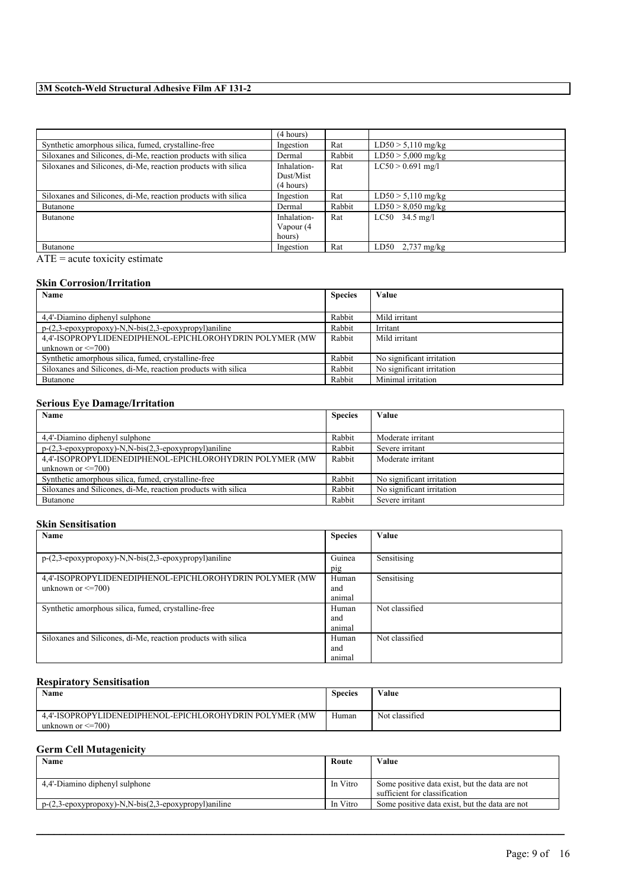| | | | |
|---|---|---|---|
| | (4 hours) | | |
| Synthetic amorphous silica, fumed, crystalline-free | Ingestion | Rat | LD50 > 5,110 mg/kg |
| Siloxanes and Silicones, di-Me, reaction products with silica | Dermal | Rabbit | LD50 > 5,000 mg/kg |
| Siloxanes and Silicones, di-Me, reaction products with silica | Inhalation-Dust/Mist (4 hours) | Rat | LC50 > 0.691 mg/l |
| Siloxanes and Silicones, di-Me, reaction products with silica | Ingestion | Rat | LD50 > 5,110 mg/kg |
| Butanone | Dermal | Rabbit | LD50 > 8,050 mg/kg |
| Butanone | Inhalation-Vapour (4 hours) | Rat | LC50 34.5 mg/l |
| Butanone | Ingestion | Rat | LD50 2,737 mg/kg |

ATE = acute toxicity estimate

## Skin Corrosion/Irritation

| Name | Species | Value |
|---|---|---|
| 4,4'-Diamino diphenyl sulphone | Rabbit | Mild irritant |
| p-(2,3-epoxypropoxy)-N,N-bis(2,3-epoxypropyl)aniline | Rabbit | Irritant |
| 4,4'-ISOPROPYLIDENEDIPHENOL-EPICHLOROHYDRIN POLYMER (MW unknown or <=700) | Rabbit | Mild irritant |
| Synthetic amorphous silica, fumed, crystalline-free | Rabbit | No significant irritation |
| Siloxanes and Silicones, di-Me, reaction products with silica | Rabbit | No significant irritation |
| Butanone | Rabbit | Minimal irritation |

## Serious Eye Damage/Irritation

| Name | Species | Value |
|---|---|---|
| 4,4'-Diamino diphenyl sulphone | Rabbit | Moderate irritant |
| p-(2,3-epoxypropoxy)-N,N-bis(2,3-epoxypropyl)aniline | Rabbit | Severe irritant |
| 4,4'-ISOPROPYLIDENEDIPHENOL-EPICHLOROHYDRIN POLYMER (MW unknown or <=700) | Rabbit | Moderate irritant |
| Synthetic amorphous silica, fumed, crystalline-free | Rabbit | No significant irritation |
| Siloxanes and Silicones, di-Me, reaction products with silica | Rabbit | No significant irritation |
| Butanone | Rabbit | Severe irritant |

## Skin Sensitisation

| Name | Species | Value |
|---|---|---|
| p-(2,3-epoxypropoxy)-N,N-bis(2,3-epoxypropyl)aniline | Guinea pig | Sensitising |
| 4,4'-ISOPROPYLIDENEDIPHENOL-EPICHLOROHYDRIN POLYMER (MW unknown or <=700) | Human and animal | Sensitising |
| Synthetic amorphous silica, fumed, crystalline-free | Human and animal | Not classified |
| Siloxanes and Silicones, di-Me, reaction products with silica | Human and animal | Not classified |

## Respiratory Sensitisation

| Name | Species | Value |
|---|---|---|
| 4,4'-ISOPROPYLIDENEDIPHENOL-EPICHLOROHYDRIN POLYMER (MW unknown or <=700) | Human | Not classified |

## Germ Cell Mutagenicity

| Name | Route | Value |
|---|---|---|
| 4,4'-Diamino diphenyl sulphone | In Vitro | Some positive data exist, but the data are not sufficient for classification |
| p-(2,3-epoxypropoxy)-N,N-bis(2,3-epoxypropyl)aniline | In Vitro | Some positive data exist, but the data are not |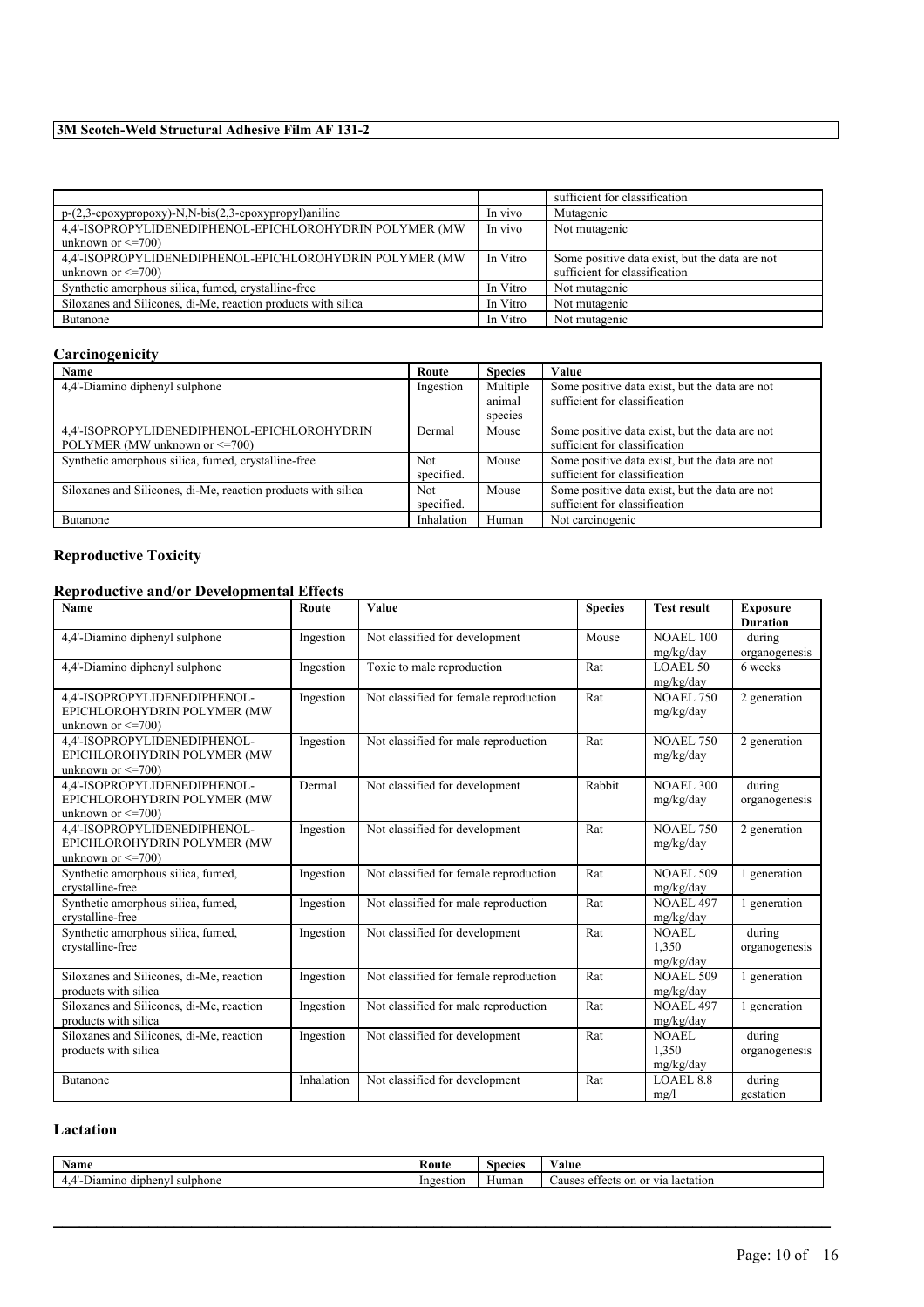| | | |
|---|---|---|
| | | sufficient for classification |
| p-(2,3-epoxypropoxy)-N,N-bis(2,3-epoxypropyl)aniline | In vivo | Mutagenic |
| 4,4'-ISOPROPYLIDENEDIPHENOL-EPICHLOROHYDRIN POLYMER (MW unknown or <=700) | In vivo | Not mutagenic |
| 4,4'-ISOPROPYLIDENEDIPHENOL-EPICHLOROHYDRIN POLYMER (MW unknown or <=700) | In Vitro | Some positive data exist, but the data are not sufficient for classification |
| Synthetic amorphous silica, fumed, crystalline-free | In Vitro | Not mutagenic |
| Siloxanes and Silicones, di-Me, reaction products with silica | In Vitro | Not mutagenic |
| Butanone | In Vitro | Not mutagenic |

## Carcinogenicity

| Name | Route | Species | Value |
|---|---|---|---|
| 4,4'-Diamino diphenyl sulphone | Ingestion | Multiple animal species | Some positive data exist, but the data are not sufficient for classification |
| 4,4'-ISOPROPYLIDENEDIPHENOL-EPICHLOROHYDRIN POLYMER (MW unknown or <=700) | Dermal | Mouse | Some positive data exist, but the data are not sufficient for classification |
| Synthetic amorphous silica, fumed, crystalline-free | Not specified. | Mouse | Some positive data exist, but the data are not sufficient for classification |
| Siloxanes and Silicones, di-Me, reaction products with silica | Not specified. | Mouse | Some positive data exist, but the data are not sufficient for classification |
| Butanone | Inhalation | Human | Not carcinogenic |

## Reproductive Toxicity

### Reproductive and/or Developmental Effects

| Name | Route | Value | Species | Test result | Exposure Duration |
|---|---|---|---|---|---|
| 4,4'-Diamino diphenyl sulphone | Ingestion | Not classified for development | Mouse | NOAEL 100 mg/kg/day | during organogenesis |
| 4,4'-Diamino diphenyl sulphone | Ingestion | Toxic to male reproduction | Rat | LOAEL 50 mg/kg/day | 6 weeks |
| 4,4'-ISOPROPYLIDENEDIPHENOL-EPICHLOROHYDRIN POLYMER (MW unknown or <=700) | Ingestion | Not classified for female reproduction | Rat | NOAEL 750 mg/kg/day | 2 generation |
| 4,4'-ISOPROPYLIDENEDIPHENOL-EPICHLOROHYDRIN POLYMER (MW unknown or <=700) | Ingestion | Not classified for male reproduction | Rat | NOAEL 750 mg/kg/day | 2 generation |
| 4,4'-ISOPROPYLIDENEDIPHENOL-EPICHLOROHYDRIN POLYMER (MW unknown or <=700) | Dermal | Not classified for development | Rabbit | NOAEL 300 mg/kg/day | during organogenesis |
| 4,4'-ISOPROPYLIDENEDIPHENOL-EPICHLOROHYDRIN POLYMER (MW unknown or <=700) | Ingestion | Not classified for development | Rat | NOAEL 750 mg/kg/day | 2 generation |
| Synthetic amorphous silica, fumed, crystalline-free | Ingestion | Not classified for female reproduction | Rat | NOAEL 509 mg/kg/day | 1 generation |
| Synthetic amorphous silica, fumed, crystalline-free | Ingestion | Not classified for male reproduction | Rat | NOAEL 497 mg/kg/day | 1 generation |
| Synthetic amorphous silica, fumed, crystalline-free | Ingestion | Not classified for development | Rat | NOAEL 1,350 mg/kg/day | during organogenesis |
| Siloxanes and Silicones, di-Me, reaction products with silica | Ingestion | Not classified for female reproduction | Rat | NOAEL 509 mg/kg/day | 1 generation |
| Siloxanes and Silicones, di-Me, reaction products with silica | Ingestion | Not classified for male reproduction | Rat | NOAEL 497 mg/kg/day | 1 generation |
| Siloxanes and Silicones, di-Me, reaction products with silica | Ingestion | Not classified for development | Rat | NOAEL 1,350 mg/kg/day | during organogenesis |
| Butanone | Inhalation | Not classified for development | Rat | LOAEL 8.8 mg/l | during gestation |

### Lactation

| Name | Route | Species | Value |
|---|---|---|---|
| 4,4'-Diamino diphenyl sulphone | Ingestion | Human | Causes effects on or via lactation |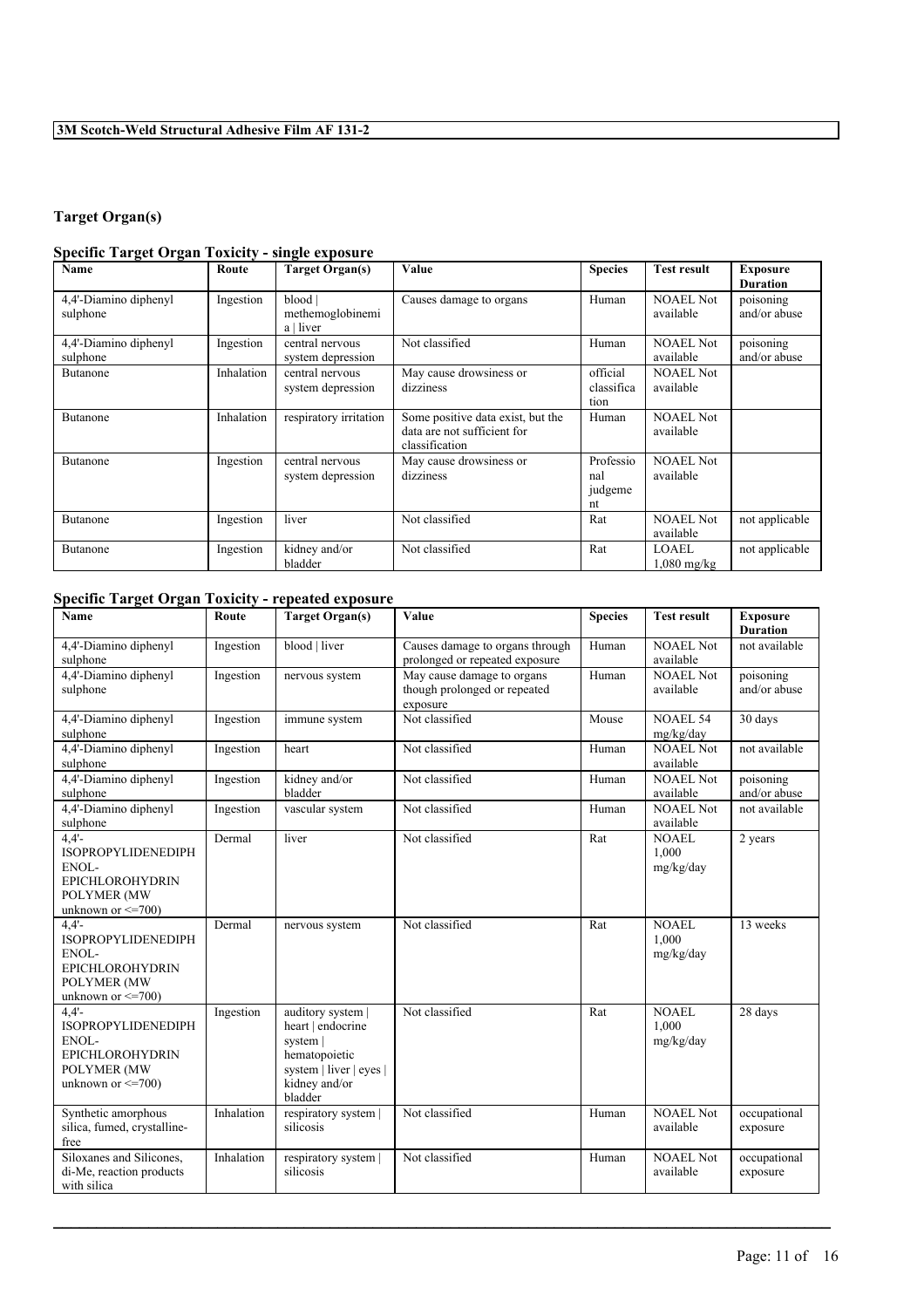## Target Organ(s)

### Specific Target Organ Toxicity - single exposure

| Name | Route | Target Organ(s) | Value | Species | Test result | Exposure Duration |
|---|---|---|---|---|---|---|
| 4,4'-Diamino diphenyl sulphone | Ingestion | blood \| methemoglobinemia \| liver | Causes damage to organs | Human | NOAEL Not available | poisoning and/or abuse |
| 4,4'-Diamino diphenyl sulphone | Ingestion | central nervous system depression | Not classified | Human | NOAEL Not available | poisoning and/or abuse |
| Butanone | Inhalation | central nervous system depression | May cause drowsiness or dizziness | official classification | NOAEL Not available | |
| Butanone | Inhalation | respiratory irritation | Some positive data exist, but the data are not sufficient for classification | Human | NOAEL Not available | |
| Butanone | Ingestion | central nervous system depression | May cause drowsiness or dizziness | Professional judgement | NOAEL Not available | |
| Butanone | Ingestion | liver | Not classified | Rat | NOAEL Not available | not applicable |
| Butanone | Ingestion | kidney and/or bladder | Not classified | Rat | LOAEL 1,080 mg/kg | not applicable |

### Specific Target Organ Toxicity - repeated exposure

| Name | Route | Target Organ(s) | Value | Species | Test result | Exposure Duration |
|---|---|---|---|---|---|---|
| 4,4'-Diamino diphenyl sulphone | Ingestion | blood \| liver | Causes damage to organs through prolonged or repeated exposure | Human | NOAEL Not available | not available |
| 4,4'-Diamino diphenyl sulphone | Ingestion | nervous system | May cause damage to organs though prolonged or repeated exposure | Human | NOAEL Not available | poisoning and/or abuse |
| 4,4'-Diamino diphenyl sulphone | Ingestion | immune system | Not classified | Mouse | NOAEL 54 mg/kg/day | 30 days |
| 4,4'-Diamino diphenyl sulphone | Ingestion | heart | Not classified | Human | NOAEL Not available | not available |
| 4,4'-Diamino diphenyl sulphone | Ingestion | kidney and/or bladder | Not classified | Human | NOAEL Not available | poisoning and/or abuse |
| 4,4'-Diamino diphenyl sulphone | Ingestion | vascular system | Not classified | Human | NOAEL Not available | not available |
| 4,4'-ISOPROPYLIDENEDIPHENOL-EPICHLOROHYDRIN POLYMER (MW unknown or <=700) | Dermal | liver | Not classified | Rat | NOAEL 1,000 mg/kg/day | 2 years |
| 4,4'-ISOPROPYLIDENEDIPHENOL-EPICHLOROHYDRIN POLYMER (MW unknown or <=700) | Dermal | nervous system | Not classified | Rat | NOAEL 1,000 mg/kg/day | 13 weeks |
| 4,4'-ISOPROPYLIDENEDIPHENOL-EPICHLOROHYDRIN POLYMER (MW unknown or <=700) | Ingestion | auditory system \| heart \| endocrine system \| hematopoietic system \| liver \| eyes \| kidney and/or bladder | Not classified | Rat | NOAEL 1,000 mg/kg/day | 28 days |
| Synthetic amorphous silica, fumed, crystalline-free | Inhalation | respiratory system \| silicosis | Not classified | Human | NOAEL Not available | occupational exposure |
| Siloxanes and Silicones, di-Me, reaction products with silica | Inhalation | respiratory system \| silicosis | Not classified | Human | NOAEL Not available | occupational exposure |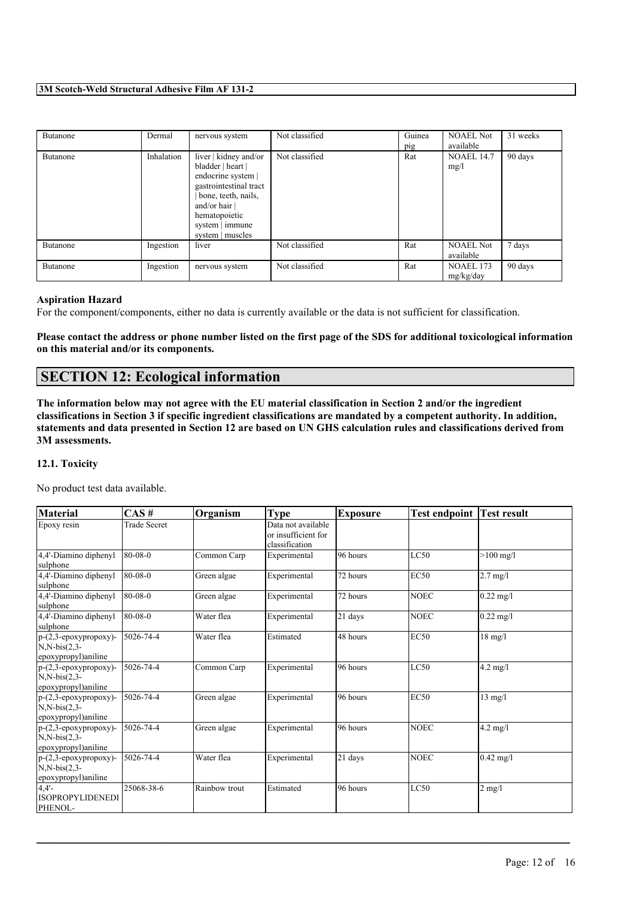| Butanone | Dermal | nervous system | Not classified | Guinea pig | NOAEL Not available | 31 weeks |
|---|---|---|---|---|---|---|
| Butanone | Inhalation | liver \| kidney and/or bladder \| heart \| endocrine system \| gastrointestinal tract \| bone, teeth, nails, and/or hair \| hematopoietic system \| immune system \| muscles | Not classified | Rat | NOAEL 14.7 mg/l | 90 days |
| Butanone | Ingestion | liver | Not classified | Rat | NOAEL Not available | 7 days |
| Butanone | Ingestion | nervous system | Not classified | Rat | NOAEL 173 mg/kg/day | 90 days |

**Aspiration Hazard**

For the component/components, either no data is currently available or the data is not sufficient for classification.

**Please contact the address or phone number listed on the first page of the SDS for additional toxicological information on this material and/or its components.**

## SECTION 12: Ecological information

**The information below may not agree with the EU material classification in Section 2 and/or the ingredient classifications in Section 3 if specific ingredient classifications are mandated by a competent authority. In addition, statements and data presented in Section 12 are based on UN GHS calculation rules and classifications derived from 3M assessments.**

### 12.1. Toxicity

No product test data available.

| Material | CAS # | Organism | Type | Exposure | Test endpoint | Test result |
|---|---|---|---|---|---|---|
| Epoxy resin | Trade Secret | | Data not available or insufficient for classification | | | |
| 4,4'-Diamino diphenyl sulphone | 80-08-0 | Common Carp | Experimental | 96 hours | LC50 | >100 mg/l |
| 4,4'-Diamino diphenyl sulphone | 80-08-0 | Green algae | Experimental | 72 hours | EC50 | 2.7 mg/l |
| 4,4'-Diamino diphenyl sulphone | 80-08-0 | Green algae | Experimental | 72 hours | NOEC | 0.22 mg/l |
| 4,4'-Diamino diphenyl sulphone | 80-08-0 | Water flea | Experimental | 21 days | NOEC | 0.22 mg/l |
| p-(2,3-epoxypropoxy)-N,N-bis(2,3-epoxypropyl)aniline | 5026-74-4 | Water flea | Estimated | 48 hours | EC50 | 18 mg/l |
| p-(2,3-epoxypropoxy)-N,N-bis(2,3-epoxypropyl)aniline | 5026-74-4 | Common Carp | Experimental | 96 hours | LC50 | 4.2 mg/l |
| p-(2,3-epoxypropoxy)-N,N-bis(2,3-epoxypropyl)aniline | 5026-74-4 | Green algae | Experimental | 96 hours | EC50 | 13 mg/l |
| p-(2,3-epoxypropoxy)-N,N-bis(2,3-epoxypropyl)aniline | 5026-74-4 | Green algae | Experimental | 96 hours | NOEC | 4.2 mg/l |
| p-(2,3-epoxypropoxy)-N,N-bis(2,3-epoxypropyl)aniline | 5026-74-4 | Water flea | Experimental | 21 days | NOEC | 0.42 mg/l |
| 4,4'-ISOPROPYLIDENEDIPHENOL- | 25068-38-6 | Rainbow trout | Estimated | 96 hours | LC50 | 2 mg/l |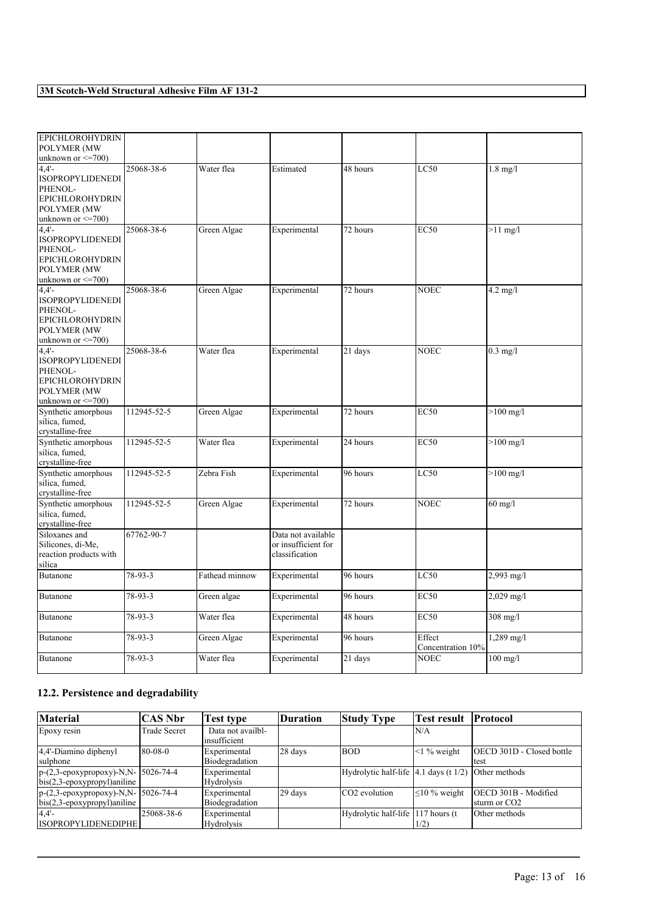| | | | | | | |
|---|---|---|---|---|---|---|
| EPICHLOROHYDRIN POLYMER (MW unknown or <=700) | | | | | | |
| 4,4'-ISOPROPYLIDENEDIPHENOL-EPICHLOROHYDRIN POLYMER (MW unknown or <=700) | 25068-38-6 | Water flea | Estimated | 48 hours | LC50 | 1.8 mg/l |
| 4,4'-ISOPROPYLIDENEDIPHENOL-EPICHLOROHYDRIN POLYMER (MW unknown or <=700) | 25068-38-6 | Green Algae | Experimental | 72 hours | EC50 | >11 mg/l |
| 4,4'-ISOPROPYLIDENEDIPHENOL-EPICHLOROHYDRIN POLYMER (MW unknown or <=700) | 25068-38-6 | Green Algae | Experimental | 72 hours | NOEC | 4.2 mg/l |
| 4,4'-ISOPROPYLIDENEDIPHENOL-EPICHLOROHYDRIN POLYMER (MW unknown or <=700) | 25068-38-6 | Water flea | Experimental | 21 days | NOEC | 0.3 mg/l |
| Synthetic amorphous silica, fumed, crystalline-free | 112945-52-5 | Green Algae | Experimental | 72 hours | EC50 | >100 mg/l |
| Synthetic amorphous silica, fumed, crystalline-free | 112945-52-5 | Water flea | Experimental | 24 hours | EC50 | >100 mg/l |
| Synthetic amorphous silica, fumed, crystalline-free | 112945-52-5 | Zebra Fish | Experimental | 96 hours | LC50 | >100 mg/l |
| Synthetic amorphous silica, fumed, crystalline-free | 112945-52-5 | Green Algae | Experimental | 72 hours | NOEC | 60 mg/l |
| Siloxanes and Silicones, di-Me, reaction products with silica | 67762-90-7 | | Data not available or insufficient for classification | | | |
| Butanone | 78-93-3 | Fathead minnow | Experimental | 96 hours | LC50 | 2,993 mg/l |
| Butanone | 78-93-3 | Green algae | Experimental | 96 hours | EC50 | 2,029 mg/l |
| Butanone | 78-93-3 | Water flea | Experimental | 48 hours | EC50 | 308 mg/l |
| Butanone | 78-93-3 | Green Algae | Experimental | 96 hours | Effect Concentration 10% | 1,289 mg/l |
| Butanone | 78-93-3 | Water flea | Experimental | 21 days | NOEC | 100 mg/l |

## 12.2. Persistence and degradability

| Material | CAS Nbr | Test type | Duration | Study Type | Test result | Protocol |
|---|---|---|---|---|---|---|
| Epoxy resin | Trade Secret | Data not availbl-insufficient | | | N/A | |
| 4,4'-Diamino diphenyl sulphone | 80-08-0 | Experimental Biodegradation | 28 days | BOD | <1 % weight | OECD 301D - Closed bottle test |
| p-(2,3-epoxypropoxy)-N,N-bis(2,3-epoxypropyl)aniline | 5026-74-4 | Experimental Hydrolysis | | Hydrolytic half-life | 4.1 days (t 1/2) | Other methods |
| p-(2,3-epoxypropoxy)-N,N-bis(2,3-epoxypropyl)aniline | 5026-74-4 | Experimental Biodegradation | 29 days | $CO_2$ evolution | ≤10 % weight | OECD 301B - Modified sturm or $CO_2$ |
| 4,4'-ISOPROPYLIDENEDIPHE | 25068-38-6 | Experimental Hydrolysis | | Hydrolytic half-life | 117 hours (t 1/2) | Other methods |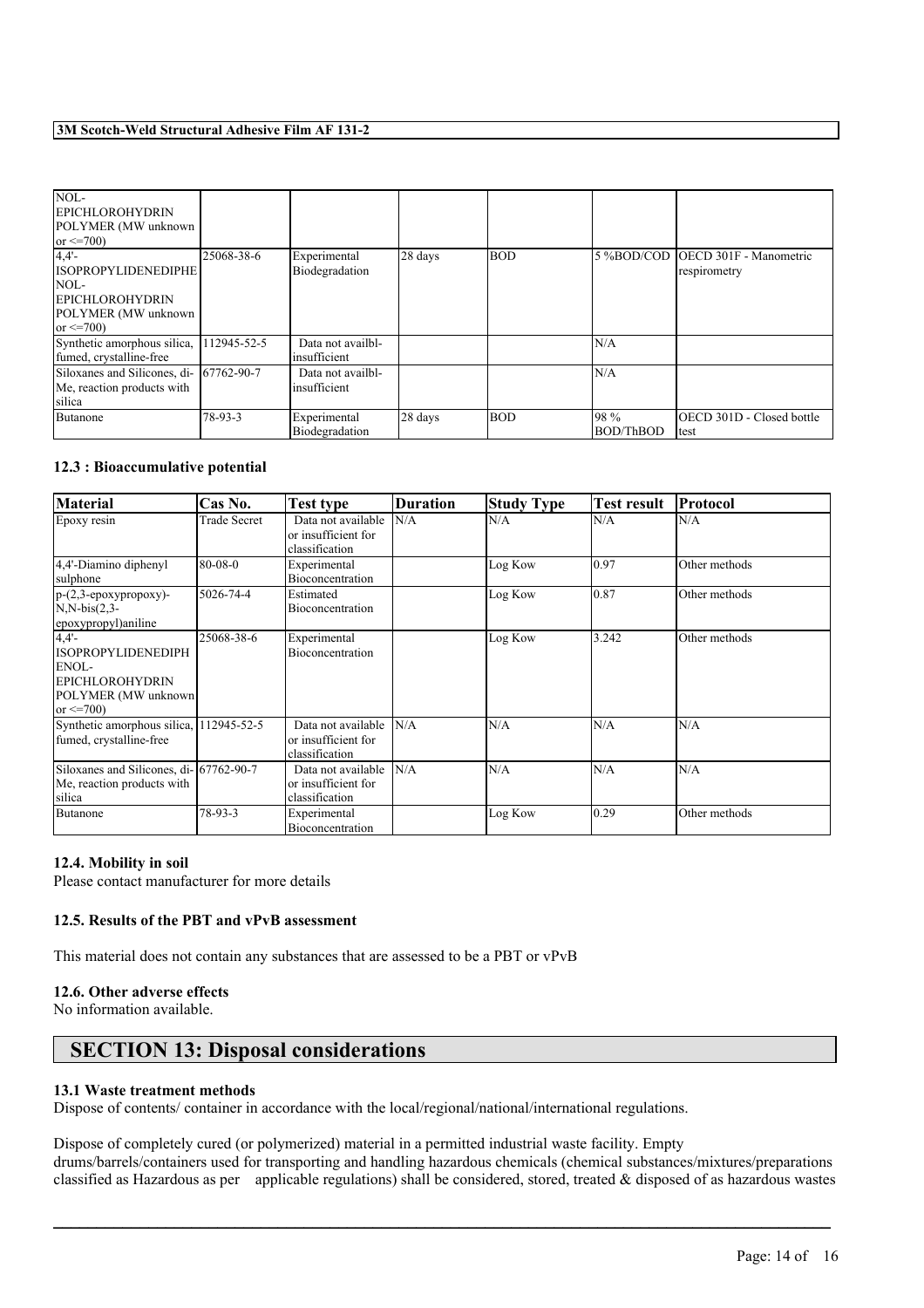| | | | | | | |
|---|---|---|---|---|---|---|
| NOL-EPICHLOROHYDRIN POLYMER (MW unknown or <=700) | | | | | | |
| 4,4'-ISOPROPYLIDENEDIPHENOL-EPICHLOROHYDRIN POLYMER (MW unknown or <=700) | 25068-38-6 | Experimental Biodegradation | 28 days | BOD | 5 %BOD/COD | OECD 301F - Manometric respirometry |
| Synthetic amorphous silica, fumed, crystalline-free | 112945-52-5 | Data not availbl-insufficient | | | N/A | |
| Siloxanes and Silicones, di-Me, reaction products with silica | 67762-90-7 | Data not availbl-insufficient | | | N/A | |
| Butanone | 78-93-3 | Experimental Biodegradation | 28 days | BOD | 98 % BOD/ThBOD | OECD 301D - Closed bottle test |

### 12.3 : Bioaccumulative potential

| Material | Cas No. | Test type | Duration | Study Type | Test result | Protocol |
|---|---|---|---|---|---|---|
| Epoxy resin | Trade Secret | Data not available or insufficient for classification | N/A | N/A | N/A | N/A |
| 4,4'-Diamino diphenyl sulphone | 80-08-0 | Experimental Bioconcentration | | Log Kow | 0.97 | Other methods |
| p-(2,3-epoxypropoxy)-N,N-bis(2,3-epoxypropyl)aniline | 5026-74-4 | Estimated Bioconcentration | | Log Kow | 0.87 | Other methods |
| 4,4'-ISOPROPYLIDENEDIPHENOL-EPICHLOROHYDRIN POLYMER (MW unknown or <=700) | 25068-38-6 | Experimental Bioconcentration | | Log Kow | 3.242 | Other methods |
| Synthetic amorphous silica, fumed, crystalline-free | 112945-52-5 | Data not available or insufficient for classification | N/A | N/A | N/A | N/A |
| Siloxanes and Silicones, di-Me, reaction products with silica | 67762-90-7 | Data not available or insufficient for classification | N/A | N/A | N/A | N/A |
| Butanone | 78-93-3 | Experimental Bioconcentration | | Log Kow | 0.29 | Other methods |

### 12.4. Mobility in soil

Please contact manufacturer for more details

### 12.5. Results of the PBT and vPvB assessment

This material does not contain any substances that are assessed to be a PBT or vPvB

### 12.6. Other adverse effects

No information available.

## SECTION 13: Disposal considerations

### 13.1 Waste treatment methods

Dispose of contents/ container in accordance with the local/regional/national/international regulations.

Dispose of completely cured (or polymerized) material in a permitted industrial waste facility. Empty drums/barrels/containers used for transporting and handling hazardous chemicals (chemical substances/mixtures/preparations classified as Hazardous as per applicable regulations) shall be considered, stored, treated & disposed of as hazardous wastes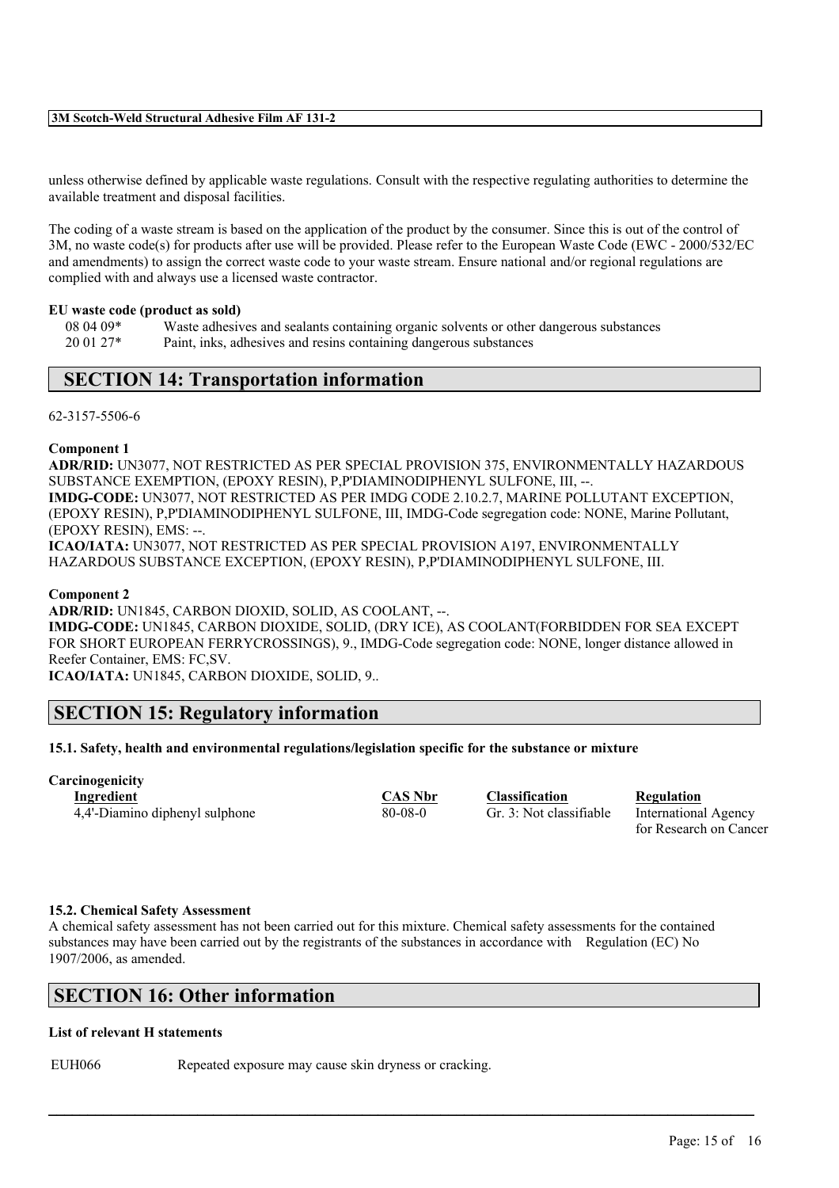unless otherwise defined by applicable waste regulations. Consult with the respective regulating authorities to determine the available treatment and disposal facilities.

The coding of a waste stream is based on the application of the product by the consumer. Since this is out of the control of 3M, no waste code(s) for products after use will be provided. Please refer to the European Waste Code (EWC - 2000/532/EC and amendments) to assign the correct waste code to your waste stream. Ensure national and/or regional regulations are complied with and always use a licensed waste contractor.

**EU waste code (product as sold)**

| | |
|---|---|
| 08 04 09* | Waste adhesives and sealants containing organic solvents or other dangerous substances |
| 20 01 27* | Paint, inks, adhesives and resins containing dangerous substances |

## SECTION 14: Transportation information

62-3157-5506-6

**Component 1**

**ADR/RID:** UN3077, NOT RESTRICTED AS PER SPECIAL PROVISION 375, ENVIRONMENTALLY HAZARDOUS SUBSTANCE EXEMPTION, (EPOXY RESIN), P,P'DIAMINODIPHENYL SULFONE, III, --.
**IMDG-CODE:** UN3077, NOT RESTRICTED AS PER IMDG CODE 2.10.2.7, MARINE POLLUTANT EXCEPTION, (EPOXY RESIN), P,P'DIAMINODIPHENYL SULFONE, III, IMDG-Code segregation code: NONE, Marine Pollutant, (EPOXY RESIN), EMS: --.
**ICAO/IATA:** UN3077, NOT RESTRICTED AS PER SPECIAL PROVISION A197, ENVIRONMENTALLY HAZARDOUS SUBSTANCE EXCEPTION, (EPOXY RESIN), P,P'DIAMINODIPHENYL SULFONE, III.

**Component 2**

**ADR/RID:** UN1845, CARBON DIOXID, SOLID, AS COOLANT, --.
**IMDG-CODE:** UN1845, CARBON DIOXIDE, SOLID, (DRY ICE), AS COOLANT(FORBIDDEN FOR SEA EXCEPT FOR SHORT EUROPEAN FERRYCROSSINGS), 9., IMDG-Code segregation code: NONE, longer distance allowed in Reefer Container, EMS: FC,SV.
**ICAO/IATA:** UN1845, CARBON DIOXIDE, SOLID, 9..

## SECTION 15: Regulatory information

**15.1. Safety, health and environmental regulations/legislation specific for the substance or mixture**

**Carcinogenicity**

| Ingredient | CAS Nbr | Classification | Regulation |
|---|---|---|---|
| 4,4'-Diamino diphenyl sulphone | 80-08-0 | Gr. 3: Not classifiable | International Agency for Research on Cancer |

**15.2. Chemical Safety Assessment**

A chemical safety assessment has not been carried out for this mixture. Chemical safety assessments for the contained substances may have been carried out by the registrants of the substances in accordance with Regulation (EC) No 1907/2006, as amended.

## SECTION 16: Other information

**List of relevant H statements**

| | |
|---|---|
| EUH066 | Repeated exposure may cause skin dryness or cracking. |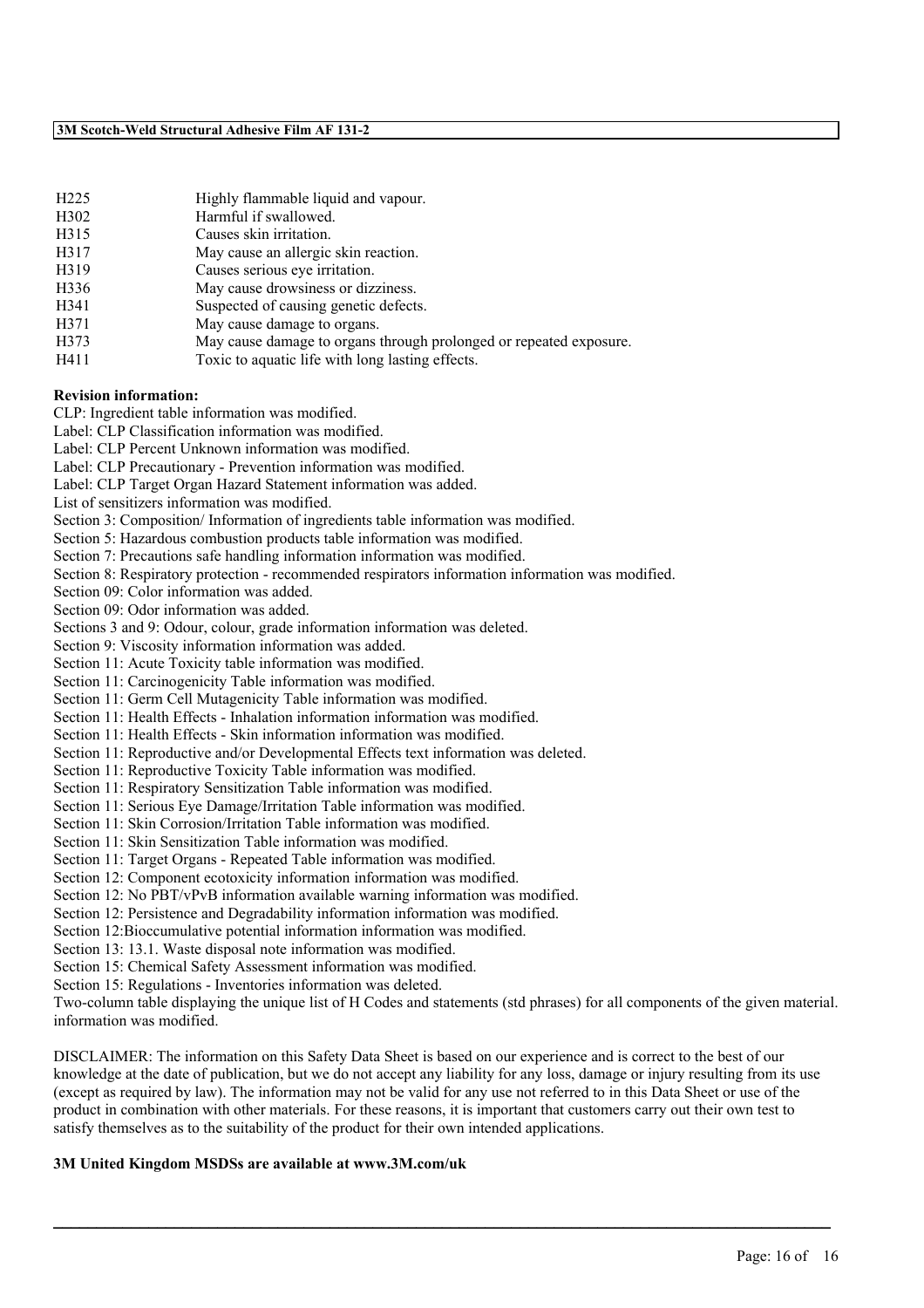| | |
|---|---|
| H225 | Highly flammable liquid and vapour. |
| H302 | Harmful if swallowed. |
| H315 | Causes skin irritation. |
| H317 | May cause an allergic skin reaction. |
| H319 | Causes serious eye irritation. |
| H336 | May cause drowsiness or dizziness. |
| H341 | Suspected of causing genetic defects. |
| H371 | May cause damage to organs. |
| H373 | May cause damage to organs through prolonged or repeated exposure. |
| H411 | Toxic to aquatic life with long lasting effects. |

**Revision information:**

CLP: Ingredient table information was modified.
Label: CLP Classification information was modified.
Label: CLP Percent Unknown information was modified.
Label: CLP Precautionary - Prevention information was modified.
Label: CLP Target Organ Hazard Statement information was added.
List of sensitizers information was modified.
Section 3: Composition/ Information of ingredients table information was modified.
Section 5: Hazardous combustion products table information was modified.
Section 7: Precautions safe handling information information was modified.
Section 8: Respiratory protection - recommended respirators information information was modified.
Section 09: Color information was added.
Section 09: Odor information was added.
Sections 3 and 9: Odour, colour, grade information information was deleted.
Section 9: Viscosity information information was added.
Section 11: Acute Toxicity table information was modified.
Section 11: Carcinogenicity Table information was modified.
Section 11: Germ Cell Mutagenicity Table information was modified.
Section 11: Health Effects - Inhalation information information was modified.
Section 11: Health Effects - Skin information information was modified.
Section 11: Reproductive and/or Developmental Effects text information was deleted.
Section 11: Reproductive Toxicity Table information was modified.
Section 11: Respiratory Sensitization Table information was modified.
Section 11: Serious Eye Damage/Irritation Table information was modified.
Section 11: Skin Corrosion/Irritation Table information was modified.
Section 11: Skin Sensitization Table information was modified.
Section 11: Target Organs - Repeated Table information was modified.
Section 12: Component ecotoxicity information information was modified.
Section 12: No PBT/vPvB information available warning information was modified.
Section 12: Persistence and Degradability information information was modified.
Section 12:Bioccumulative potential information information was modified.
Section 13: 13.1. Waste disposal note information was modified.
Section 15: Chemical Safety Assessment information was modified.
Section 15: Regulations - Inventories information was deleted.
Two-column table displaying the unique list of H Codes and statements (std phrases) for all components of the given material. information was modified.

DISCLAIMER: The information on this Safety Data Sheet is based on our experience and is correct to the best of our knowledge at the date of publication, but we do not accept any liability for any loss, damage or injury resulting from its use (except as required by law). The information may not be valid for any use not referred to in this Data Sheet or use of the product in combination with other materials. For these reasons, it is important that customers carry out their own test to satisfy themselves as to the suitability of the product for their own intended applications.

**3M United Kingdom MSDSs are available at www.3M.com/uk**